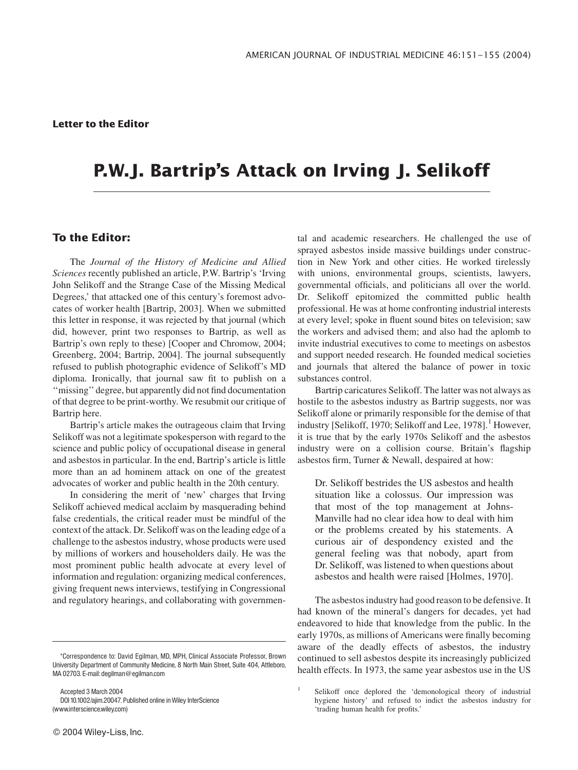**Letter to the Editor**

# P.W.J. Bartrip's Attack on Irving J. Selikoff

## To the Editor:

The *Journal of the History of Medicine and Allied Sciences* recently published an article, P.W. Bartrip's 'Irving John Selikoff and the Strange Case of the Missing Medical Degrees,' that attacked one of this century's foremost advocates of worker health [Bartrip, 2003]. When we submitted this letter in response, it was rejected by that journal (which did, however, print two responses to Bartrip, as well as Bartrip's own reply to these) [Cooper and Chromow, 2004; Greenberg, 2004; Bartrip, 2004]. The journal subsequently refused to publish photographic evidence of Selikoff's MD diploma. Ironically, that journal saw fit to publish on a "missing" degree, but apparently did not find documentation of that degree to be print-worthy. We resubmit our critique of Bartrip here.

Bartrip's article makes the outrageous claim that Irving Selikoff was not a legitimate spokesperson with regard to the science and public policy of occupational disease in general and asbestos in particular. In the end, Bartrip's article is little more than an ad hominem attack on one of the greatest advocates of worker and public health in the 20th century.

In considering the merit of 'new' charges that Irving Selikoff achieved medical acclaim by masquerading behind false credentials, the critical reader must be mindful of the context of the attack. Dr. Selikoff was on the leading edge of a challenge to the asbestos industry, whose products were used by millions of workers and householders daily. He was the most prominent public health advocate at every level of information and regulation: organizing medical conferences, giving frequent news interviews, testifying in Congressional and regulatory hearings, and collaborating with governmental and academic researchers. He challenged the use of sprayed asbestos inside massive buildings under construction in New York and other cities. He worked tirelessly with unions, environmental groups, scientists, lawyers, governmental officials, and politicians all over the world. Dr. Selikoff epitomized the committed public health professional. He was at home confronting industrial interests at every level; spoke in fluent sound bites on television; saw the workers and advised them; and also had the aplomb to invite industrial executives to come to meetings on asbestos and support needed research. He founded medical societies and journals that altered the balance of power in toxic substances control.

Bartrip caricatures Selikoff. The latter was not always as hostile to the asbestos industry as Bartrip suggests, nor was Selikoff alone or primarily responsible for the demise of that industry [Selikoff, 1970; Selikoff and Lee, 1978].[1] However, it is true that by the early 1970s Selikoff and the asbestos industry were on a collision course. Britain's flagship asbestos firm, Turner & Newall, despaired at how:

> Dr. Selikoff bestrides the US asbestos and health situation like a colossus. Our impression was that most of the top management at Johns-Manville had no clear idea how to deal with him or the problems created by his statements. A curious air of despondency existed and the general feeling was that nobody, apart from Dr. Selikoff, was listened to when questions about asbestos and health were raised [Holmes, 1970].

The asbestos industry had good reason to be defensive. It had known of the mineral's dangers for decades, yet had endeavored to hide that knowledge from the public. In the early 1970s, as millions of Americans were finally becoming aware of the deadly effects of asbestos, the industry continued to sell asbestos despite its increasingly publicized health effects. In 1973, the same year asbestos use in the US

---

[1] Selikoff once deplored the 'demonological theory of industrial hygiene history' and refused to indict the asbestos industry for 'trading human health for profits.'

*Correspondence to: David Egilman, MD, MPH, Clinical Associate Professor, Brown University Department of Community Medicine, 8 North Main Street, Suite 404, Attleboro, MA 02703. E-mail: degilman@egilman.com

Accepted 3 March 2004
DOI 10.1002/ajim.20047. Published online in Wiley InterScience (www.interscience.wiley.com)

© 2004 Wiley-Liss, Inc.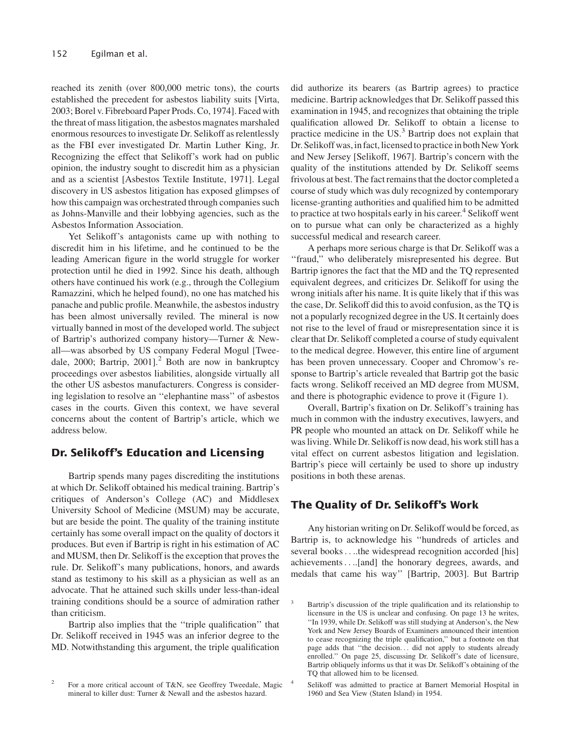reached its zenith (over 800,000 metric tons), the courts established the precedent for asbestos liability suits [Virta, 2003; Borel v. Fibreboard Paper Prods. Co, 1974]. Faced with the threat of mass litigation, the asbestos magnates marshaled enormous resources to investigate Dr. Selikoff as relentlessly as the FBI ever investigated Dr. Martin Luther King, Jr. Recognizing the effect that Selikoff's work had on public opinion, the industry sought to discredit him as a physician and as a scientist [Asbestos Textile Institute, 1971]. Legal discovery in US asbestos litigation has exposed glimpses of how this campaign was orchestrated through companies such as Johns-Manville and their lobbying agencies, such as the Asbestos Information Association.

Yet Selikoff's antagonists came up with nothing to discredit him in his lifetime, and he continued to be the leading American figure in the world struggle for worker protection until he died in 1992. Since his death, although others have continued his work (e.g., through the Collegium Ramazzini, which he helped found), no one has matched his panache and public profile. Meanwhile, the asbestos industry has been almost universally reviled. The mineral is now virtually banned in most of the developed world. The subject of Bartrip's authorized company history—Turner & Newall—was absorbed by US company Federal Mogul [Tweedale, 2000; Bartrip, 2001].[2] Both are now in bankruptcy proceedings over asbestos liabilities, alongside virtually all the other US asbestos manufacturers. Congress is considering legislation to resolve an ''elephantine mass'' of asbestos cases in the courts. Given this context, we have several concerns about the content of Bartrip's article, which we address below.

## Dr. Selikoff's Education and Licensing

Bartrip spends many pages discrediting the institutions at which Dr. Selikoff obtained his medical training. Bartrip's critiques of Anderson's College (AC) and Middlesex University School of Medicine (MSUM) may be accurate, but are beside the point. The quality of the training institute certainly has some overall impact on the quality of doctors it produces. But even if Bartrip is right in his estimation of AC and MUSM, then Dr. Selikoff is the exception that proves the rule. Dr. Selikoff's many publications, honors, and awards stand as testimony to his skill as a physician as well as an advocate. That he attained such skills under less-than-ideal training conditions should be a source of admiration rather than criticism.

Bartrip also implies that the ''triple qualification'' that Dr. Selikoff received in 1945 was an inferior degree to the MD. Notwithstanding this argument, the triple qualification did authorize its bearers (as Bartrip agrees) to practice medicine. Bartrip acknowledges that Dr. Selikoff passed this examination in 1945, and recognizes that obtaining the triple qualification allowed Dr. Selikoff to obtain a license to practice medicine in the US.[3] Bartrip does not explain that Dr. Selikoff was, in fact, licensed to practice in both New York and New Jersey [Selikoff, 1967]. Bartrip's concern with the quality of the institutions attended by Dr. Selikoff seems frivolous at best. The fact remains that the doctor completed a course of study which was duly recognized by contemporary license-granting authorities and qualified him to be admitted to practice at two hospitals early in his career.[4] Selikoff went on to pursue what can only be characterized as a highly successful medical and research career.

A perhaps more serious charge is that Dr. Selikoff was a ''fraud,'' who deliberately misrepresented his degree. But Bartrip ignores the fact that the MD and the TQ represented equivalent degrees, and criticizes Dr. Selikoff for using the wrong initials after his name. It is quite likely that if this was the case, Dr. Selikoff did this to avoid confusion, as the TQ is not a popularly recognized degree in the US. It certainly does not rise to the level of fraud or misrepresentation since it is clear that Dr. Selikoff completed a course of study equivalent to the medical degree. However, this entire line of argument has been proven unnecessary. Cooper and Chromow's response to Bartrip's article revealed that Bartrip got the basic facts wrong. Selikoff received an MD degree from MUSM, and there is photographic evidence to prove it (Figure 1).

Overall, Bartrip's fixation on Dr. Selikoff's training has much in common with the industry executives, lawyers, and PR people who mounted an attack on Dr. Selikoff while he was living. While Dr. Selikoff is now dead, his work still has a vital effect on current asbestos litigation and legislation. Bartrip's piece will certainly be used to shore up industry positions in both these arenas.

## The Quality of Dr. Selikoff's Work

Any historian writing on Dr. Selikoff would be forced, as Bartrip is, to acknowledge his ''hundreds of articles and several books . . ..the widespread recognition accorded [his] achievements . . ..[and] the honorary degrees, awards, and medals that came his way'' [Bartrip, 2003]. But Bartrip

[2] For a more critical account of T&N, see Geoffrey Tweedale, Magic mineral to killer dust: Turner & Newall and the asbestos hazard.

[3] Bartrip's discussion of the triple qualification and its relationship to licensure in the US is unclear and confusing. On page 13 he writes, ''In 1939, while Dr. Selikoff was still studying at Anderson's, the New York and New Jersey Boards of Examiners announced their intention to cease recognizing the triple qualification,'' but a footnote on that page adds that ''the decision. . . did not apply to students already enrolled.'' On page 25, discussing Dr. Selikoff's date of licensure, Bartrip obliquely informs us that it was Dr. Selikoff's obtaining of the TQ that allowed him to be licensed.

[4] Selikoff was admitted to practice at Barnert Memorial Hospital in 1960 and Sea View (Staten Island) in 1954.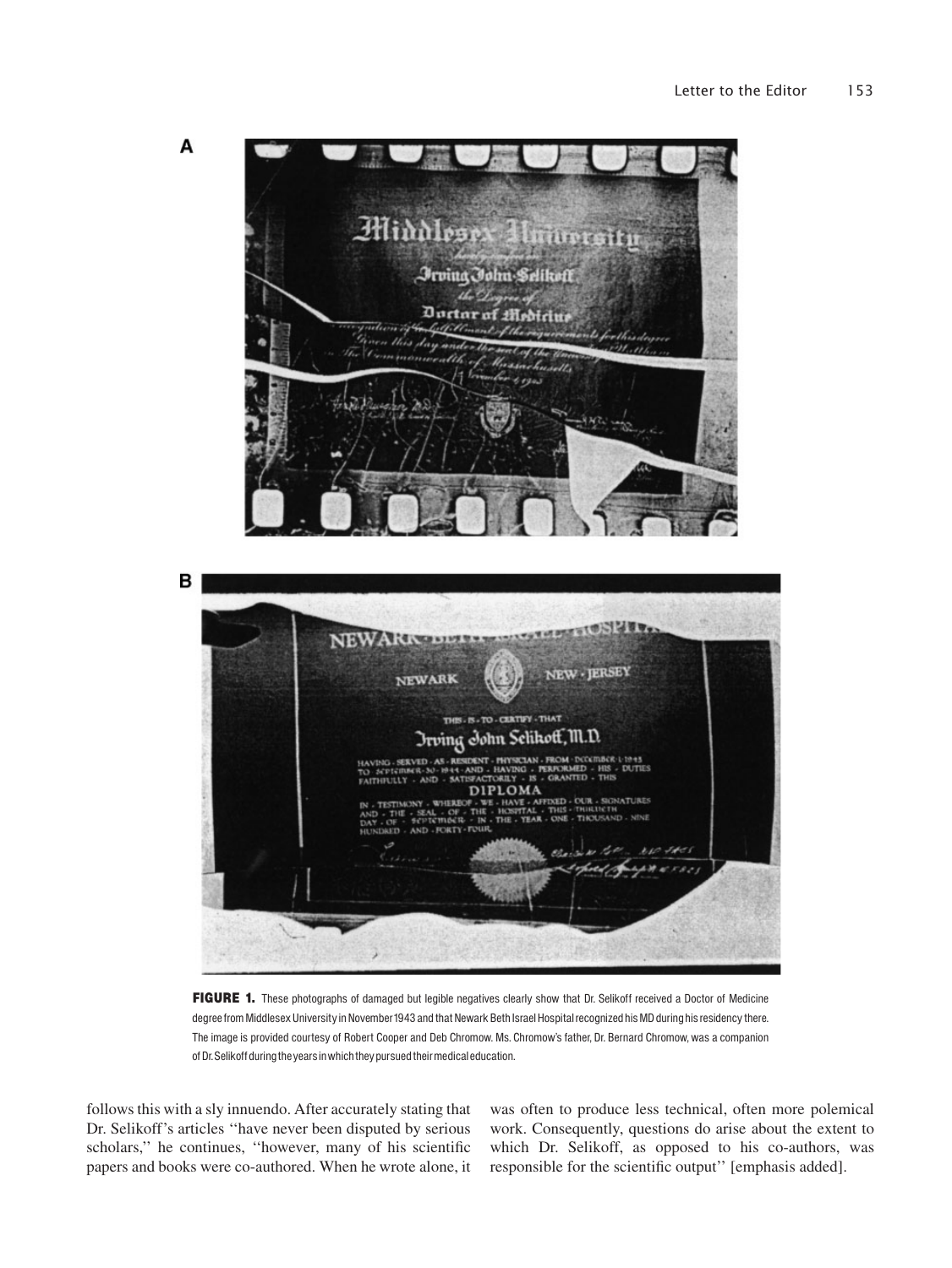FIGURE 1. These photographs of damaged but legible negatives clearly show that Dr. Selikoff received a Doctor of Medicine degree from Middlesex University in November 1943 and that Newark Beth Israel Hospital recognized his MD during his residency there. The image is provided courtesy of Robert Cooper and Deb Chromow. Ms. Chromow's father, Dr. Bernard Chromow, was a companion of Dr. Selikoff during the years in which they pursued their medical education.

follows this with a sly innuendo. After accurately stating that Dr. Selikoff's articles ''have never been disputed by serious scholars,'' he continues, ''however, many of his scientific papers and books were co-authored. When he wrote alone, it was often to produce less technical, often more polemical work. Consequently, questions do arise about the extent to which Dr. Selikoff, as opposed to his co-authors, was responsible for the scientific output'' [emphasis added].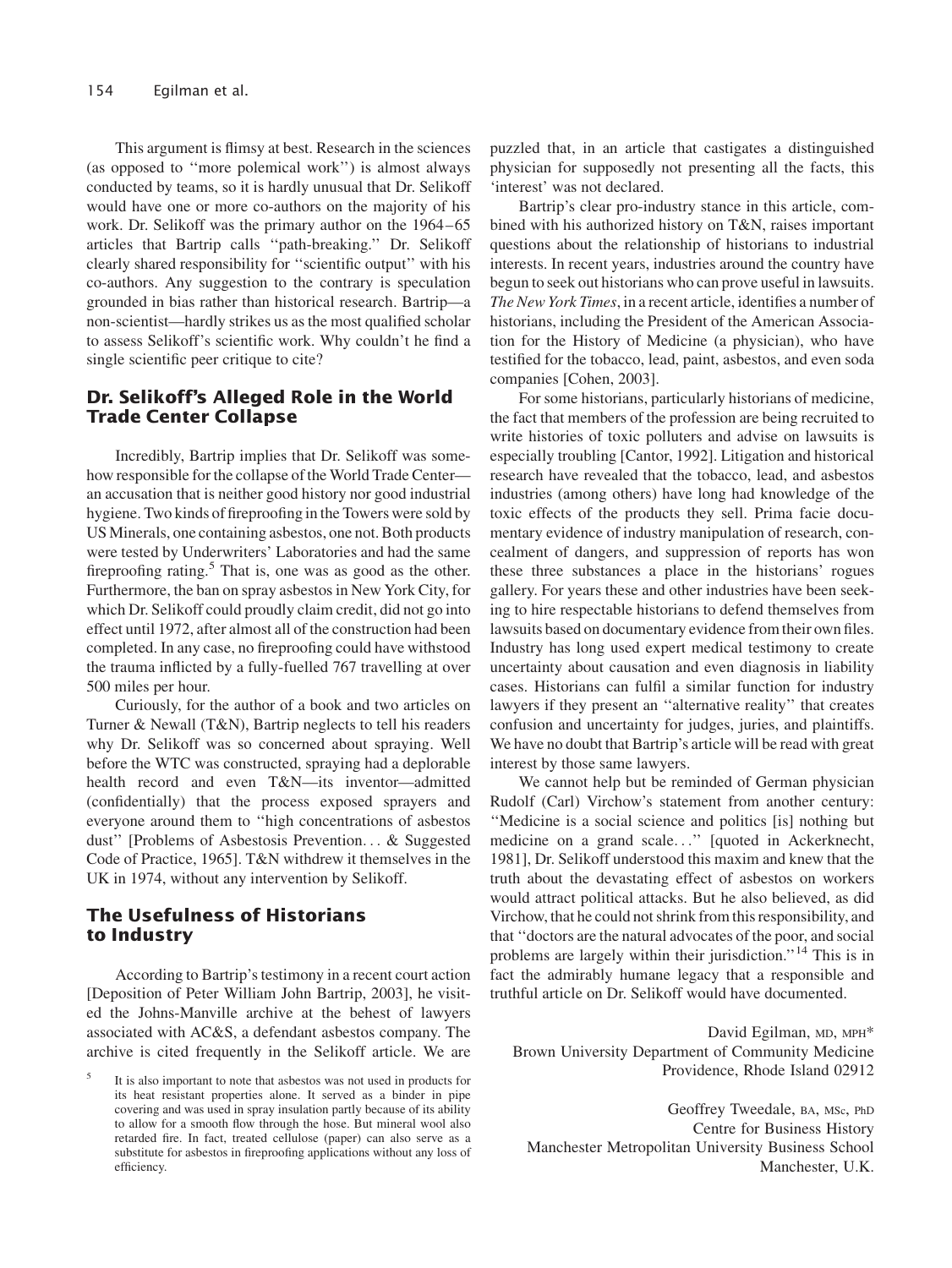This argument is flimsy at best. Research in the sciences (as opposed to ''more polemical work'') is almost always conducted by teams, so it is hardly unusual that Dr. Selikoff would have one or more co-authors on the majority of his work. Dr. Selikoff was the primary author on the 1964–65 articles that Bartrip calls ''path-breaking.'' Dr. Selikoff clearly shared responsibility for ''scientific output'' with his co-authors. Any suggestion to the contrary is speculation grounded in bias rather than historical research. Bartrip—a non-scientist—hardly strikes us as the most qualified scholar to assess Selikoff's scientific work. Why couldn't he find a single scientific peer critique to cite?

## Dr. Selikoff's Alleged Role in the World Trade Center Collapse

Incredibly, Bartrip implies that Dr. Selikoff was somehow responsible for the collapse of the World Trade Center—an accusation that is neither good history nor good industrial hygiene. Two kinds of fireproofing in the Towers were sold by US Minerals, one containing asbestos, one not. Both products were tested by Underwriters' Laboratories and had the same fireproofing rating.[5] That is, one was as good as the other. Furthermore, the ban on spray asbestos in New York City, for which Dr. Selikoff could proudly claim credit, did not go into effect until 1972, after almost all of the construction had been completed. In any case, no fireproofing could have withstood the trauma inflicted by a fully-fuelled 767 travelling at over 500 miles per hour.

Curiously, for the author of a book and two articles on Turner & Newall (T&N), Bartrip neglects to tell his readers why Dr. Selikoff was so concerned about spraying. Well before the WTC was constructed, spraying had a deplorable health record and even T&N—its inventor—admitted (confidentially) that the process exposed sprayers and everyone around them to ''high concentrations of asbestos dust'' [Problems of Asbestosis Prevention... & Suggested Code of Practice, 1965]. T&N withdrew it themselves in the UK in 1974, without any intervention by Selikoff.

## The Usefulness of Historians to Industry

According to Bartrip's testimony in a recent court action [Deposition of Peter William John Bartrip, 2003], he visited the Johns-Manville archive at the behest of lawyers associated with AC&S, a defendant asbestos company. The archive is cited frequently in the Selikoff article. We are puzzled that, in an article that castigates a distinguished physician for supposedly not presenting all the facts, this 'interest' was not declared.

Bartrip's clear pro-industry stance in this article, combined with his authorized history on T&N, raises important questions about the relationship of historians to industrial interests. In recent years, industries around the country have begun to seek out historians who can prove useful in lawsuits. *The New York Times*, in a recent article, identifies a number of historians, including the President of the American Association for the History of Medicine (a physician), who have testified for the tobacco, lead, paint, asbestos, and even soda companies [Cohen, 2003].

For some historians, particularly historians of medicine, the fact that members of the profession are being recruited to write histories of toxic polluters and advise on lawsuits is especially troubling [Cantor, 1992]. Litigation and historical research have revealed that the tobacco, lead, and asbestos industries (among others) have long had knowledge of the toxic effects of the products they sell. Prima facie documentary evidence of industry manipulation of research, concealment of dangers, and suppression of reports has won these three substances a place in the historians' rogues gallery. For years these and other industries have been seeking to hire respectable historians to defend themselves from lawsuits based on documentary evidence from their own files. Industry has long used expert medical testimony to create uncertainty about causation and even diagnosis in liability cases. Historians can fulfil a similar function for industry lawyers if they present an ''alternative reality'' that creates confusion and uncertainty for judges, juries, and plaintiffs. We have no doubt that Bartrip's article will be read with great interest by those same lawyers.

We cannot help but be reminded of German physician Rudolf (Carl) Virchow's statement from another century: ''Medicine is a social science and politics [is] nothing but medicine on a grand scale...'' [quoted in Ackerknecht, 1981], Dr. Selikoff understood this maxim and knew that the truth about the devastating effect of asbestos on workers would attract political attacks. But he also believed, as did Virchow, that he could not shrink from this responsibility, and that ''doctors are the natural advocates of the poor, and social problems are largely within their jurisdiction.''[14] This is in fact the admirably humane legacy that a responsible and truthful article on Dr. Selikoff would have documented.

David Egilman, MD, MPH*
Brown University Department of Community Medicine
Providence, Rhode Island 02912

Geoffrey Tweedale, BA, MSc, PhD
Centre for Business History
Manchester Metropolitan University Business School
Manchester, U.K.

[5] It is also important to note that asbestos was not used in products for its heat resistant properties alone. It served as a binder in pipe covering and was used in spray insulation partly because of its ability to allow for a smooth flow through the hose. But mineral wool also retarded fire. In fact, treated cellulose (paper) can also serve as a substitute for asbestos in fireproofing applications without any loss of efficiency.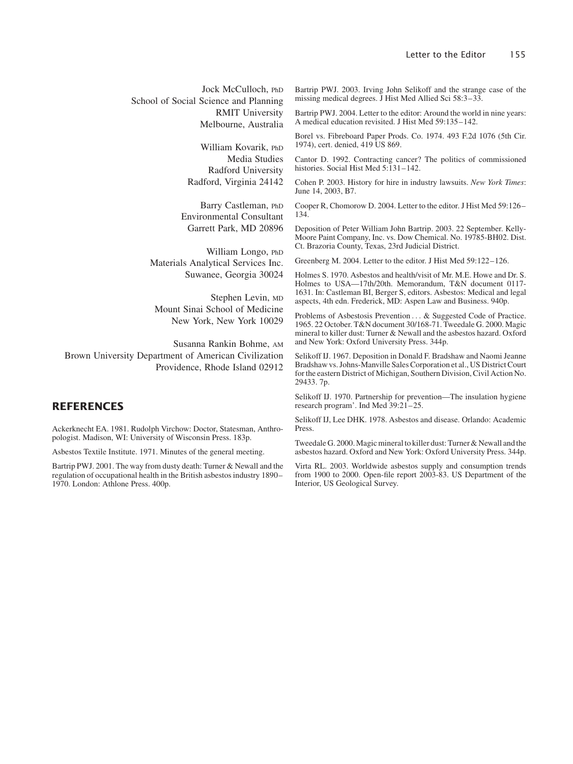Jock McCulloch, PhD
School of Social Science and Planning
RMIT University
Melbourne, Australia

William Kovarik, PhD
Media Studies
Radford University
Radford, Virginia 24142

Barry Castleman, PhD
Environmental Consultant
Garrett Park, MD 20896

William Longo, PhD
Materials Analytical Services Inc.
Suwanee, Georgia 30024

Stephen Levin, MD
Mount Sinai School of Medicine
New York, New York 10029

Susanna Rankin Bohme, AM
Brown University Department of American Civilization
Providence, Rhode Island 02912

## REFERENCES

Ackerknecht EA. 1981. Rudolph Virchow: Doctor, Statesman, Anthropologist. Madison, WI: University of Wisconsin Press. 183p.

Asbestos Textile Institute. 1971. Minutes of the general meeting.

Bartrip PWJ. 2001. The way from dusty death: Turner & Newall and the regulation of occupational health in the British asbestos industry 1890–1970. London: Athlone Press. 400p.

Bartrip PWJ. 2003. Irving John Selikoff and the strange case of the missing medical degrees. J Hist Med Allied Sci 58:3–33.

Bartrip PWJ. 2004. Letter to the editor: Around the world in nine years: A medical education revisited. J Hist Med 59:135–142.

Borel vs. Fibreboard Paper Prods. Co. 1974. 493 F.2d 1076 (5th Cir. 1974), cert. denied, 419 US 869.

Cantor D. 1992. Contracting cancer? The politics of commissioned histories. Social Hist Med 5:131–142.

Cohen P. 2003. History for hire in industry lawsuits. *New York Times*: June 14, 2003, B7.

Cooper R, Chomorow D. 2004. Letter to the editor. J Hist Med 59:126–134.

Deposition of Peter William John Bartrip. 2003. 22 September. Kelly-Moore Paint Company, Inc. vs. Dow Chemical. No. 19785-BH02. Dist. Ct. Brazoria County, Texas, 23rd Judicial District.

Greenberg M. 2004. Letter to the editor. J Hist Med 59:122–126.

Holmes S. 1970. Asbestos and health/visit of Mr. M.E. Howe and Dr. S. Holmes to USA—17th/20th. Memorandum, T&N document 0117-1631. In: Castleman BI, Berger S, editors. Asbestos: Medical and legal aspects, 4th edn. Frederick, MD: Aspen Law and Business. 940p.

Problems of Asbestosis Prevention . . . & Suggested Code of Practice. 1965. 22 October. T&N document 30/168-71. Tweedale G. 2000. Magic mineral to killer dust: Turner & Newall and the asbestos hazard. Oxford and New York: Oxford University Press. 344p.

Selikoff IJ. 1967. Deposition in Donald F. Bradshaw and Naomi Jeanne Bradshaw vs. Johns-Manville Sales Corporation et al., US District Court for the eastern District of Michigan, Southern Division, Civil Action No. 29433. 7p.

Selikoff IJ. 1970. Partnership for prevention—The insulation hygiene research program'. Ind Med 39:21–25.

Selikoff IJ, Lee DHK. 1978. Asbestos and disease. Orlando: Academic Press.

Tweedale G. 2000. Magic mineral to killer dust: Turner & Newall and the asbestos hazard. Oxford and New York: Oxford University Press. 344p.

Virta RL. 2003. Worldwide asbestos supply and consumption trends from 1900 to 2000. Open-file report 2003-83. US Department of the Interior, US Geological Survey.